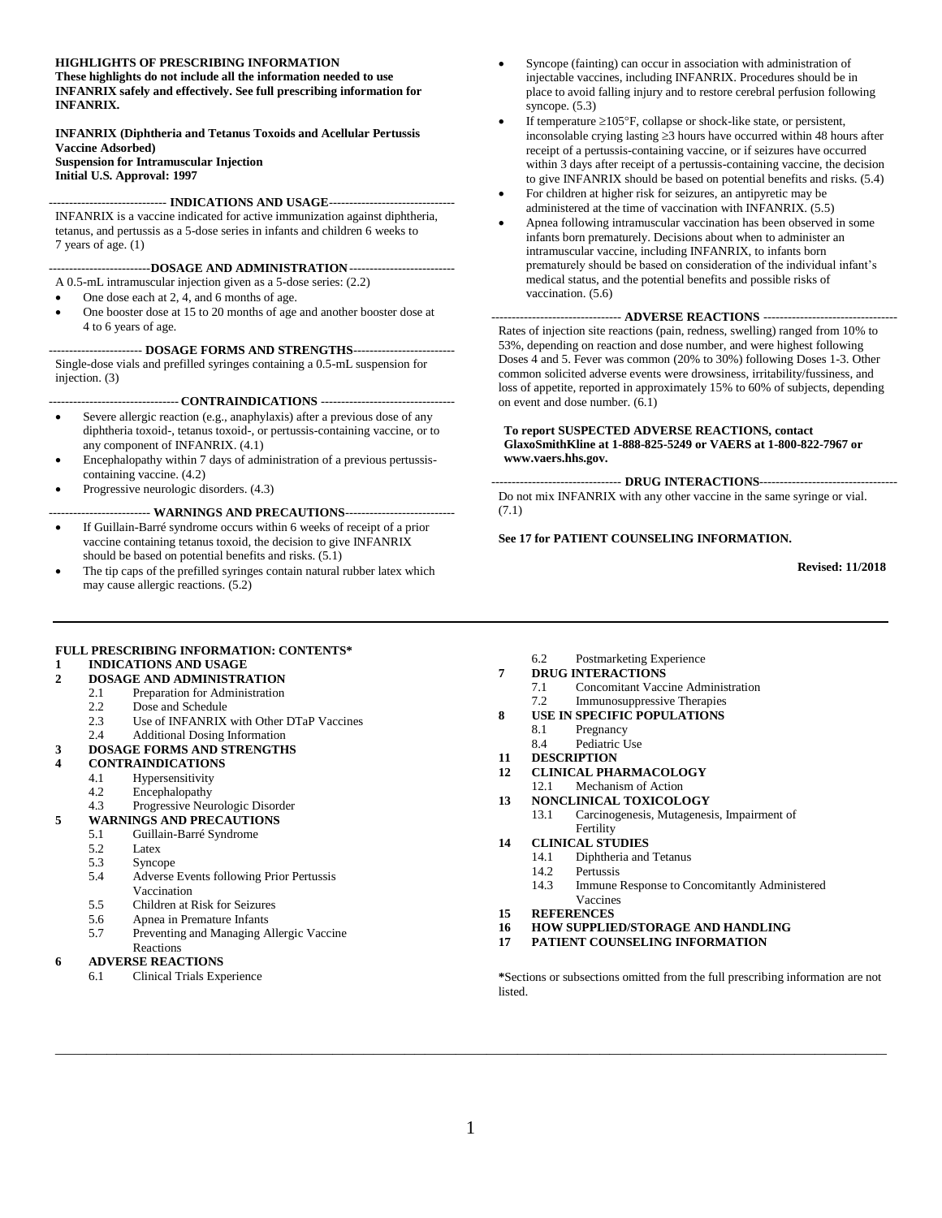**HIGHLIGHTS OF PRESCRIBING INFORMATION**
**These highlights do not include all the information needed to use INFANRIX safely and effectively. See full prescribing information for INFANRIX.**

**INFANRIX (Diphtheria and Tetanus Toxoids and Acellular Pertussis Vaccine Adsorbed)**
**Suspension for Intramuscular Injection**
**Initial U.S. Approval: 1997**

**INDICATIONS AND USAGE**

INFANRIX is a vaccine indicated for active immunization against diphtheria, tetanus, and pertussis as a 5-dose series in infants and children 6 weeks to 7 years of age. (1)

**DOSAGE AND ADMINISTRATION**

A 0.5-mL intramuscular injection given as a 5-dose series: (2.2)

- One dose each at 2, 4, and 6 months of age.
- One booster dose at 15 to 20 months of age and another booster dose at 4 to 6 years of age.

**DOSAGE FORMS AND STRENGTHS**

Single-dose vials and prefilled syringes containing a 0.5-mL suspension for injection. (3)

**CONTRAINDICATIONS**

- Severe allergic reaction (e.g., anaphylaxis) after a previous dose of any diphtheria toxoid-, tetanus toxoid-, or pertussis-containing vaccine, or to any component of INFANRIX. (4.1)
- Encephalopathy within 7 days of administration of a previous pertussis-containing vaccine. (4.2)
- Progressive neurologic disorders. (4.3)

**WARNINGS AND PRECAUTIONS**

- If Guillain-Barré syndrome occurs within 6 weeks of receipt of a prior vaccine containing tetanus toxoid, the decision to give INFANRIX should be based on potential benefits and risks. (5.1)
- The tip caps of the prefilled syringes contain natural rubber latex which may cause allergic reactions. (5.2)
- Syncope (fainting) can occur in association with administration of injectable vaccines, including INFANRIX. Procedures should be in place to avoid falling injury and to restore cerebral perfusion following syncope. (5.3)
- If temperature ≥105°F, collapse or shock-like state, or persistent, inconsolable crying lasting ≥3 hours have occurred within 48 hours after receipt of a pertussis-containing vaccine, or if seizures have occurred within 3 days after receipt of a pertussis-containing vaccine, the decision to give INFANRIX should be based on potential benefits and risks. (5.4)
- For children at higher risk for seizures, an antipyretic may be administered at the time of vaccination with INFANRIX. (5.5)
- Apnea following intramuscular vaccination has been observed in some infants born prematurely. Decisions about when to administer an intramuscular vaccine, including INFANRIX, to infants born prematurely should be based on consideration of the individual infant's medical status, and the potential benefits and possible risks of vaccination. (5.6)

**ADVERSE REACTIONS**

Rates of injection site reactions (pain, redness, swelling) ranged from 10% to 53%, depending on reaction and dose number, and were highest following Doses 4 and 5. Fever was common (20% to 30%) following Doses 1-3. Other common solicited adverse events were drowsiness, irritability/fussiness, and loss of appetite, reported in approximately 15% to 60% of subjects, depending on event and dose number. (6.1)

**To report SUSPECTED ADVERSE REACTIONS, contact GlaxoSmithKline at 1-888-825-5249 or VAERS at 1-800-822-7967 or www.vaers.hhs.gov.**

**DRUG INTERACTIONS**

Do not mix INFANRIX with any other vaccine in the same syringe or vial. (7.1)

**See 17 for PATIENT COUNSELING INFORMATION.**

**Revised: 11/2018**

---

**FULL PRESCRIBING INFORMATION: CONTENTS***

**1 INDICATIONS AND USAGE**
**2 DOSAGE AND ADMINISTRATION**
- 2.1 Preparation for Administration
- 2.2 Dose and Schedule
- 2.3 Use of INFANRIX with Other DTaP Vaccines
- 2.4 Additional Dosing Information

**3 DOSAGE FORMS AND STRENGTHS**
**4 CONTRAINDICATIONS**
- 4.1 Hypersensitivity
- 4.2 Encephalopathy
- 4.3 Progressive Neurologic Disorder

**5 WARNINGS AND PRECAUTIONS**
- 5.1 Guillain-Barré Syndrome
- 5.2 Latex
- 5.3 Syncope
- 5.4 Adverse Events following Prior Pertussis Vaccination
- 5.5 Children at Risk for Seizures
- 5.6 Apnea in Premature Infants
- 5.7 Preventing and Managing Allergic Vaccine Reactions

**6 ADVERSE REACTIONS**
- 6.1 Clinical Trials Experience
- 6.2 Postmarketing Experience

**7 DRUG INTERACTIONS**
- 7.1 Concomitant Vaccine Administration
- 7.2 Immunosuppressive Therapies

**8 USE IN SPECIFIC POPULATIONS**
- 8.1 Pregnancy
- 8.4 Pediatric Use

**11 DESCRIPTION**
**12 CLINICAL PHARMACOLOGY**
- 12.1 Mechanism of Action

**13 NONCLINICAL TOXICOLOGY**
- 13.1 Carcinogenesis, Mutagenesis, Impairment of Fertility

**14 CLINICAL STUDIES**
- 14.1 Diphtheria and Tetanus
- 14.2 Pertussis
- 14.3 Immune Response to Concomitantly Administered Vaccines

**15 REFERENCES**
**16 HOW SUPPLIED/STORAGE AND HANDLING**
**17 PATIENT COUNSELING INFORMATION**

*Sections or subsections omitted from the full prescribing information are not listed.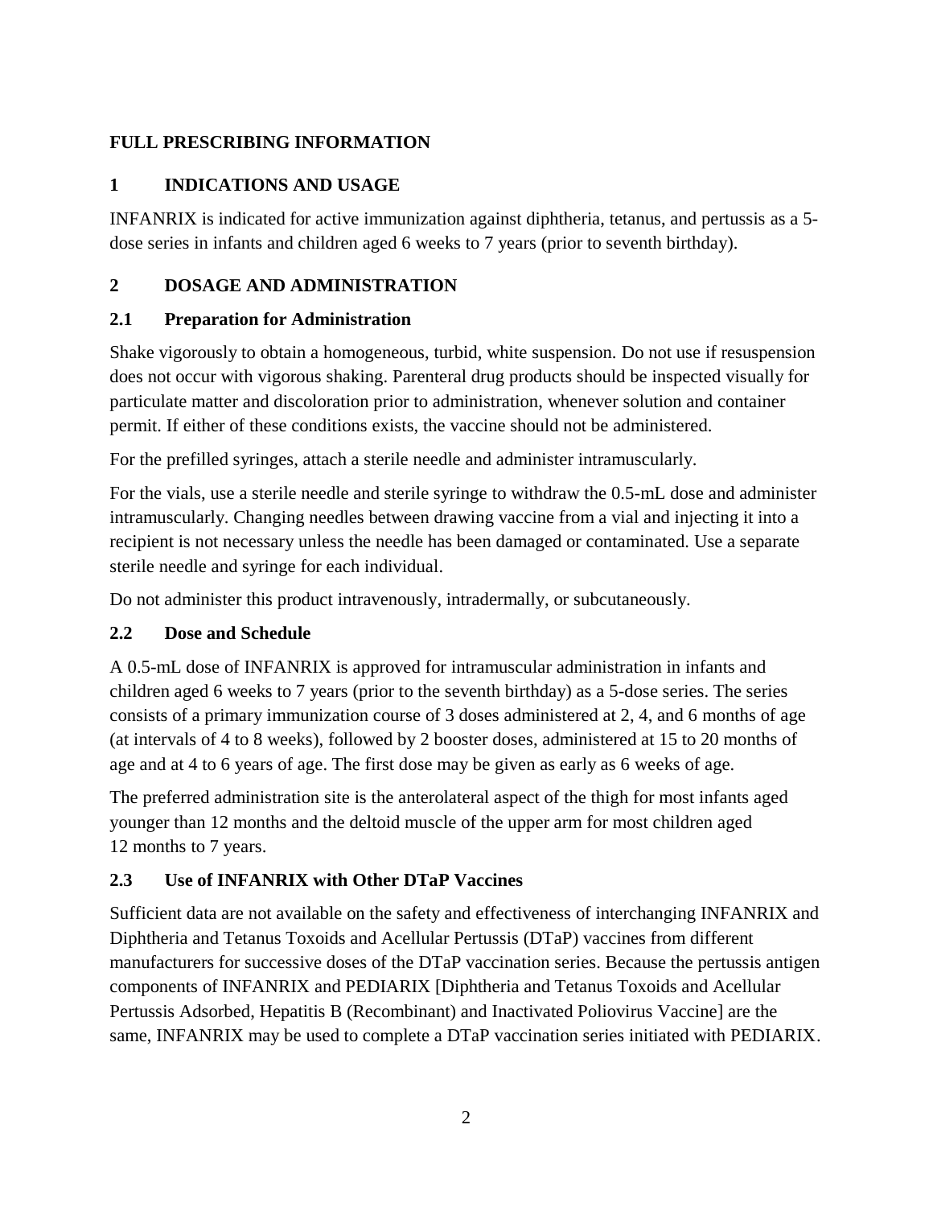# FULL PRESCRIBING INFORMATION

## 1 INDICATIONS AND USAGE

INFANRIX is indicated for active immunization against diphtheria, tetanus, and pertussis as a 5-dose series in infants and children aged 6 weeks to 7 years (prior to seventh birthday).

## 2 DOSAGE AND ADMINISTRATION

### 2.1 Preparation for Administration

Shake vigorously to obtain a homogeneous, turbid, white suspension. Do not use if resuspension does not occur with vigorous shaking. Parenteral drug products should be inspected visually for particulate matter and discoloration prior to administration, whenever solution and container permit. If either of these conditions exists, the vaccine should not be administered.

For the prefilled syringes, attach a sterile needle and administer intramuscularly.

For the vials, use a sterile needle and sterile syringe to withdraw the 0.5-mL dose and administer intramuscularly. Changing needles between drawing vaccine from a vial and injecting it into a recipient is not necessary unless the needle has been damaged or contaminated. Use a separate sterile needle and syringe for each individual.

Do not administer this product intravenously, intradermally, or subcutaneously.

### 2.2 Dose and Schedule

A 0.5-mL dose of INFANRIX is approved for intramuscular administration in infants and children aged 6 weeks to 7 years (prior to the seventh birthday) as a 5-dose series. The series consists of a primary immunization course of 3 doses administered at 2, 4, and 6 months of age (at intervals of 4 to 8 weeks), followed by 2 booster doses, administered at 15 to 20 months of age and at 4 to 6 years of age. The first dose may be given as early as 6 weeks of age.

The preferred administration site is the anterolateral aspect of the thigh for most infants aged younger than 12 months and the deltoid muscle of the upper arm for most children aged 12 months to 7 years.

### 2.3 Use of INFANRIX with Other DTaP Vaccines

Sufficient data are not available on the safety and effectiveness of interchanging INFANRIX and Diphtheria and Tetanus Toxoids and Acellular Pertussis (DTaP) vaccines from different manufacturers for successive doses of the DTaP vaccination series. Because the pertussis antigen components of INFANRIX and PEDIARIX [Diphtheria and Tetanus Toxoids and Acellular Pertussis Adsorbed, Hepatitis B (Recombinant) and Inactivated Poliovirus Vaccine] are the same, INFANRIX may be used to complete a DTaP vaccination series initiated with PEDIARIX.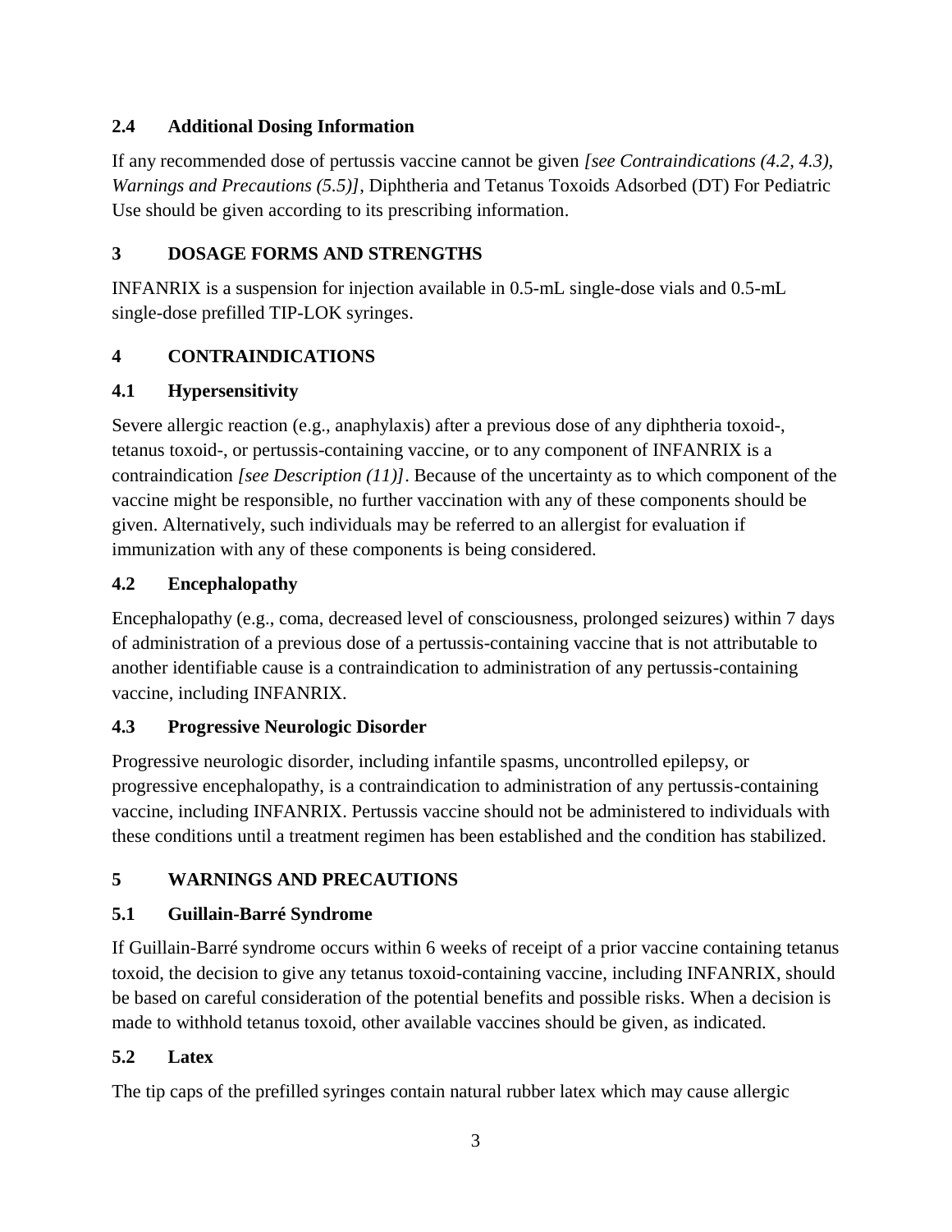### 2.4 Additional Dosing Information

If any recommended dose of pertussis vaccine cannot be given *[see Contraindications (4.2, 4.3), Warnings and Precautions (5.5)]*, Diphtheria and Tetanus Toxoids Adsorbed (DT) For Pediatric Use should be given according to its prescribing information.

## 3 DOSAGE FORMS AND STRENGTHS

INFANRIX is a suspension for injection available in 0.5-mL single-dose vials and 0.5-mL single-dose prefilled TIP-LOK syringes.

## 4 CONTRAINDICATIONS

### 4.1 Hypersensitivity

Severe allergic reaction (e.g., anaphylaxis) after a previous dose of any diphtheria toxoid-, tetanus toxoid-, or pertussis-containing vaccine, or to any component of INFANRIX is a contraindication *[see Description (11)]*. Because of the uncertainty as to which component of the vaccine might be responsible, no further vaccination with any of these components should be given. Alternatively, such individuals may be referred to an allergist for evaluation if immunization with any of these components is being considered.

### 4.2 Encephalopathy

Encephalopathy (e.g., coma, decreased level of consciousness, prolonged seizures) within 7 days of administration of a previous dose of a pertussis-containing vaccine that is not attributable to another identifiable cause is a contraindication to administration of any pertussis-containing vaccine, including INFANRIX.

### 4.3 Progressive Neurologic Disorder

Progressive neurologic disorder, including infantile spasms, uncontrolled epilepsy, or progressive encephalopathy, is a contraindication to administration of any pertussis-containing vaccine, including INFANRIX. Pertussis vaccine should not be administered to individuals with these conditions until a treatment regimen has been established and the condition has stabilized.

## 5 WARNINGS AND PRECAUTIONS

### 5.1 Guillain-Barré Syndrome

If Guillain-Barré syndrome occurs within 6 weeks of receipt of a prior vaccine containing tetanus toxoid, the decision to give any tetanus toxoid-containing vaccine, including INFANRIX, should be based on careful consideration of the potential benefits and possible risks. When a decision is made to withhold tetanus toxoid, other available vaccines should be given, as indicated.

### 5.2 Latex

The tip caps of the prefilled syringes contain natural rubber latex which may cause allergic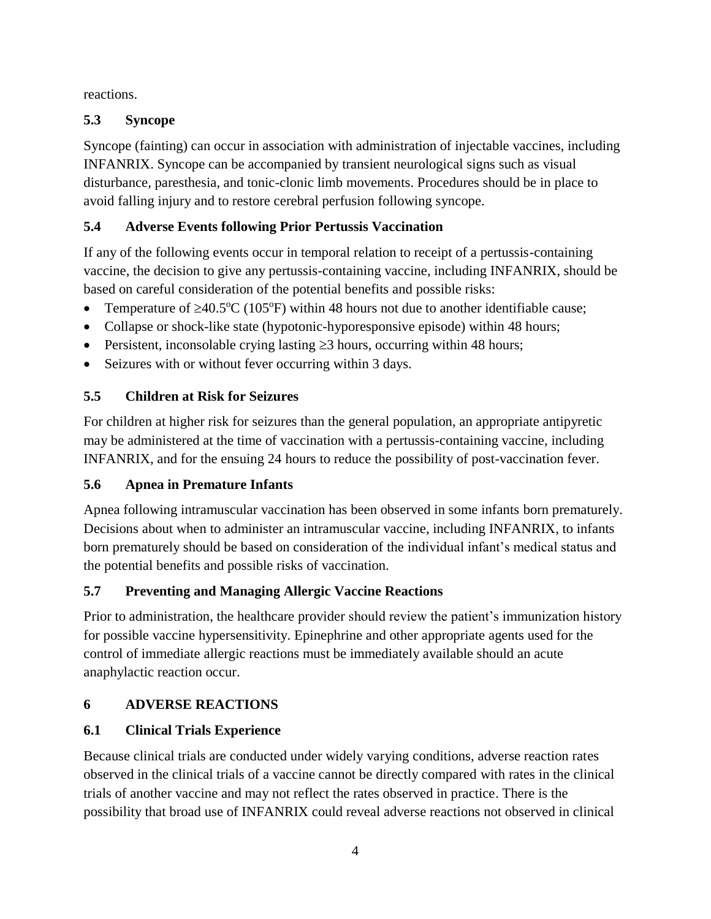reactions.

### 5.3 Syncope

Syncope (fainting) can occur in association with administration of injectable vaccines, including INFANRIX. Syncope can be accompanied by transient neurological signs such as visual disturbance, paresthesia, and tonic-clonic limb movements. Procedures should be in place to avoid falling injury and to restore cerebral perfusion following syncope.

### 5.4 Adverse Events following Prior Pertussis Vaccination

If any of the following events occur in temporal relation to receipt of a pertussis-containing vaccine, the decision to give any pertussis-containing vaccine, including INFANRIX, should be based on careful consideration of the potential benefits and possible risks:

- Temperature of $\geq 40.5^{o}C$ ($105^{o}F$) within 48 hours not due to another identifiable cause;
- Collapse or shock-like state (hypotonic-hyporesponsive episode) within 48 hours;
- Persistent, inconsolable crying lasting $\geq 3$ hours, occurring within 48 hours;
- Seizures with or without fever occurring within 3 days.

### 5.5 Children at Risk for Seizures

For children at higher risk for seizures than the general population, an appropriate antipyretic may be administered at the time of vaccination with a pertussis-containing vaccine, including INFANRIX, and for the ensuing 24 hours to reduce the possibility of post-vaccination fever.

### 5.6 Apnea in Premature Infants

Apnea following intramuscular vaccination has been observed in some infants born prematurely. Decisions about when to administer an intramuscular vaccine, including INFANRIX, to infants born prematurely should be based on consideration of the individual infant's medical status and the potential benefits and possible risks of vaccination.

### 5.7 Preventing and Managing Allergic Vaccine Reactions

Prior to administration, the healthcare provider should review the patient's immunization history for possible vaccine hypersensitivity. Epinephrine and other appropriate agents used for the control of immediate allergic reactions must be immediately available should an acute anaphylactic reaction occur.

## 6 ADVERSE REACTIONS

### 6.1 Clinical Trials Experience

Because clinical trials are conducted under widely varying conditions, adverse reaction rates observed in the clinical trials of a vaccine cannot be directly compared with rates in the clinical trials of another vaccine and may not reflect the rates observed in practice. There is the possibility that broad use of INFANRIX could reveal adverse reactions not observed in clinical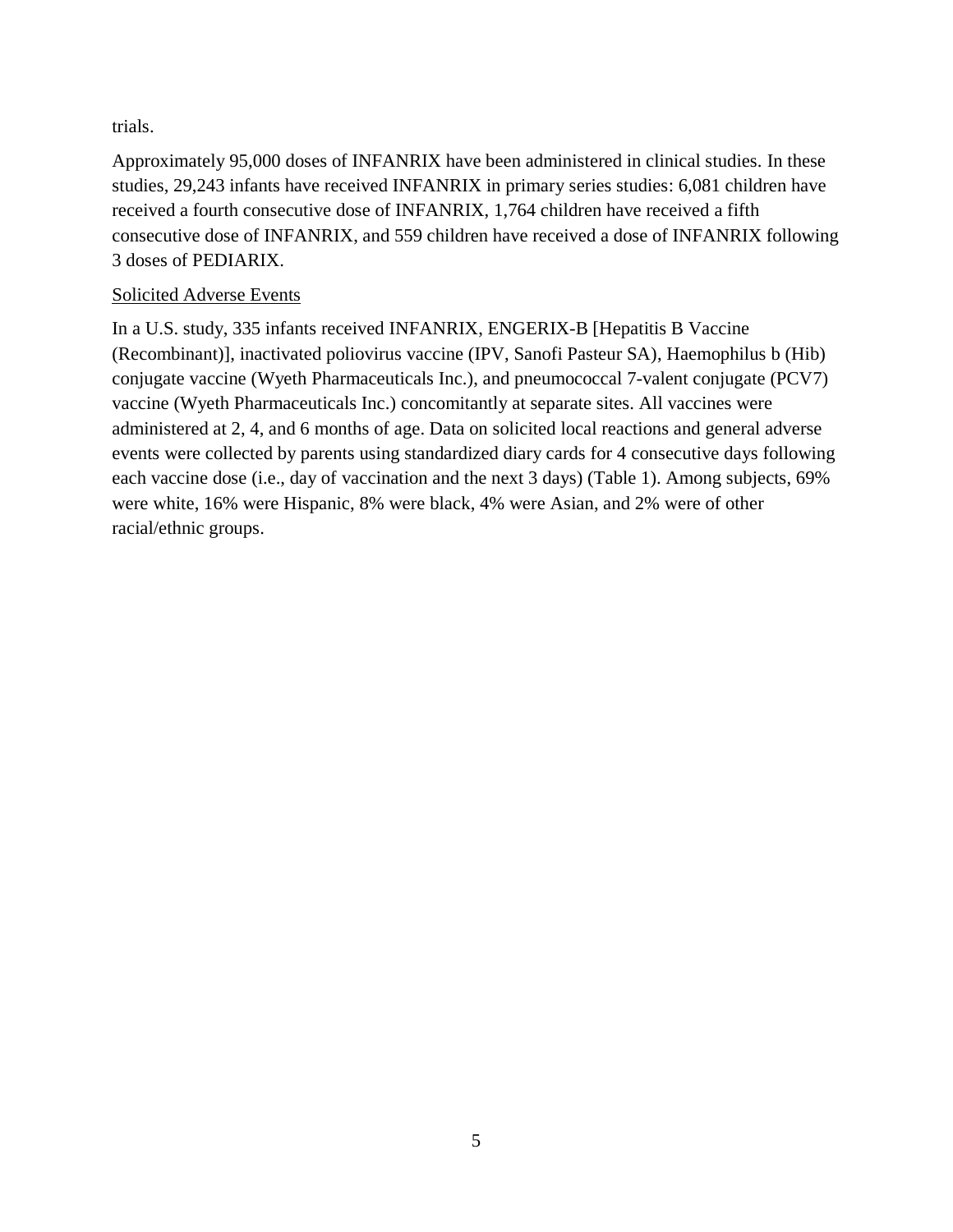trials.

Approximately 95,000 doses of INFANRIX have been administered in clinical studies. In these studies, 29,243 infants have received INFANRIX in primary series studies: 6,081 children have received a fourth consecutive dose of INFANRIX, 1,764 children have received a fifth consecutive dose of INFANRIX, and 559 children have received a dose of INFANRIX following 3 doses of PEDIARIX.

<u>Solicited Adverse Events</u>

In a U.S. study, 335 infants received INFANRIX, ENGERIX-B [Hepatitis B Vaccine (Recombinant)], inactivated poliovirus vaccine (IPV, Sanofi Pasteur SA), Haemophilus b (Hib) conjugate vaccine (Wyeth Pharmaceuticals Inc.), and pneumococcal 7-valent conjugate (PCV7) vaccine (Wyeth Pharmaceuticals Inc.) concomitantly at separate sites. All vaccines were administered at 2, 4, and 6 months of age. Data on solicited local reactions and general adverse events were collected by parents using standardized diary cards for 4 consecutive days following each vaccine dose (i.e., day of vaccination and the next 3 days) (Table 1). Among subjects, 69% were white, 16% were Hispanic, 8% were black, 4% were Asian, and 2% were of other racial/ethnic groups.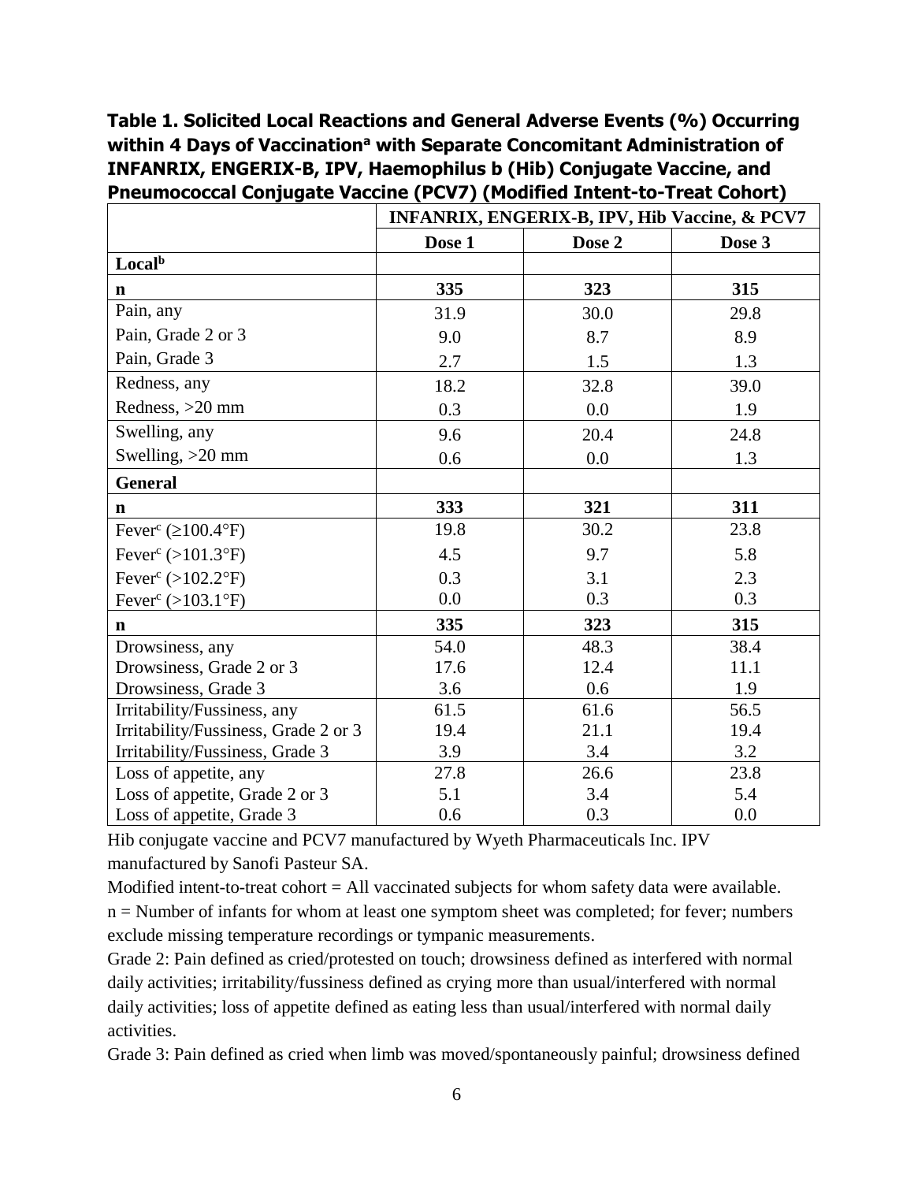**Table 1. Solicited Local Reactions and General Adverse Events (%) Occurring within 4 Days of Vaccination[a] with Separate Concomitant Administration of INFANRIX, ENGERIX-B, IPV, Haemophilus b (Hib) Conjugate Vaccine, and Pneumococcal Conjugate Vaccine (PCV7) (Modified Intent-to-Treat Cohort)**

| | INFANRIX, ENGERIX-B, IPV, Hib Vaccine, & PCV7 | | |
|---|---|---|---|
| | **Dose 1** | **Dose 2** | **Dose 3** |
| **Local[b]** | | | |
| **n** | **335** | **323** | **315** |
| Pain, any | 31.9 | 30.0 | 29.8 |
| Pain, Grade 2 or 3 | 9.0 | 8.7 | 8.9 |
| Pain, Grade 3 | 2.7 | 1.5 | 1.3 |
| Redness, any | 18.2 | 32.8 | 39.0 |
| Redness, >20 mm | 0.3 | 0.0 | 1.9 |
| Swelling, any | 9.6 | 20.4 | 24.8 |
| Swelling, >20 mm | 0.6 | 0.0 | 1.3 |
| **General** | | | |
| **n** | **333** | **321** | **311** |
| Fever[c] (≥100.4°F) | 19.8 | 30.2 | 23.8 |
| Fever[c] (>101.3°F) | 4.5 | 9.7 | 5.8 |
| Fever[c] (>102.2°F) | 0.3 | 3.1 | 2.3 |
| Fever[c] (>103.1°F) | 0.0 | 0.3 | 0.3 |
| **n** | **335** | **323** | **315** |
| Drowsiness, any | 54.0 | 48.3 | 38.4 |
| Drowsiness, Grade 2 or 3 | 17.6 | 12.4 | 11.1 |
| Drowsiness, Grade 3 | 3.6 | 0.6 | 1.9 |
| Irritability/Fussiness, any | 61.5 | 61.6 | 56.5 |
| Irritability/Fussiness, Grade 2 or 3 | 19.4 | 21.1 | 19.4 |
| Irritability/Fussiness, Grade 3 | 3.9 | 3.4 | 3.2 |
| Loss of appetite, any | 27.8 | 26.6 | 23.8 |
| Loss of appetite, Grade 2 or 3 | 5.1 | 3.4 | 5.4 |
| Loss of appetite, Grade 3 | 0.6 | 0.3 | 0.0 |

Hib conjugate vaccine and PCV7 manufactured by Wyeth Pharmaceuticals Inc. IPV manufactured by Sanofi Pasteur SA.

Modified intent-to-treat cohort = All vaccinated subjects for whom safety data were available.

n = Number of infants for whom at least one symptom sheet was completed; for fever; numbers exclude missing temperature recordings or tympanic measurements.

Grade 2: Pain defined as cried/protested on touch; drowsiness defined as interfered with normal daily activities; irritability/fussiness defined as crying more than usual/interfered with normal daily activities; loss of appetite defined as eating less than usual/interfered with normal daily activities.

Grade 3: Pain defined as cried when limb was moved/spontaneously painful; drowsiness defined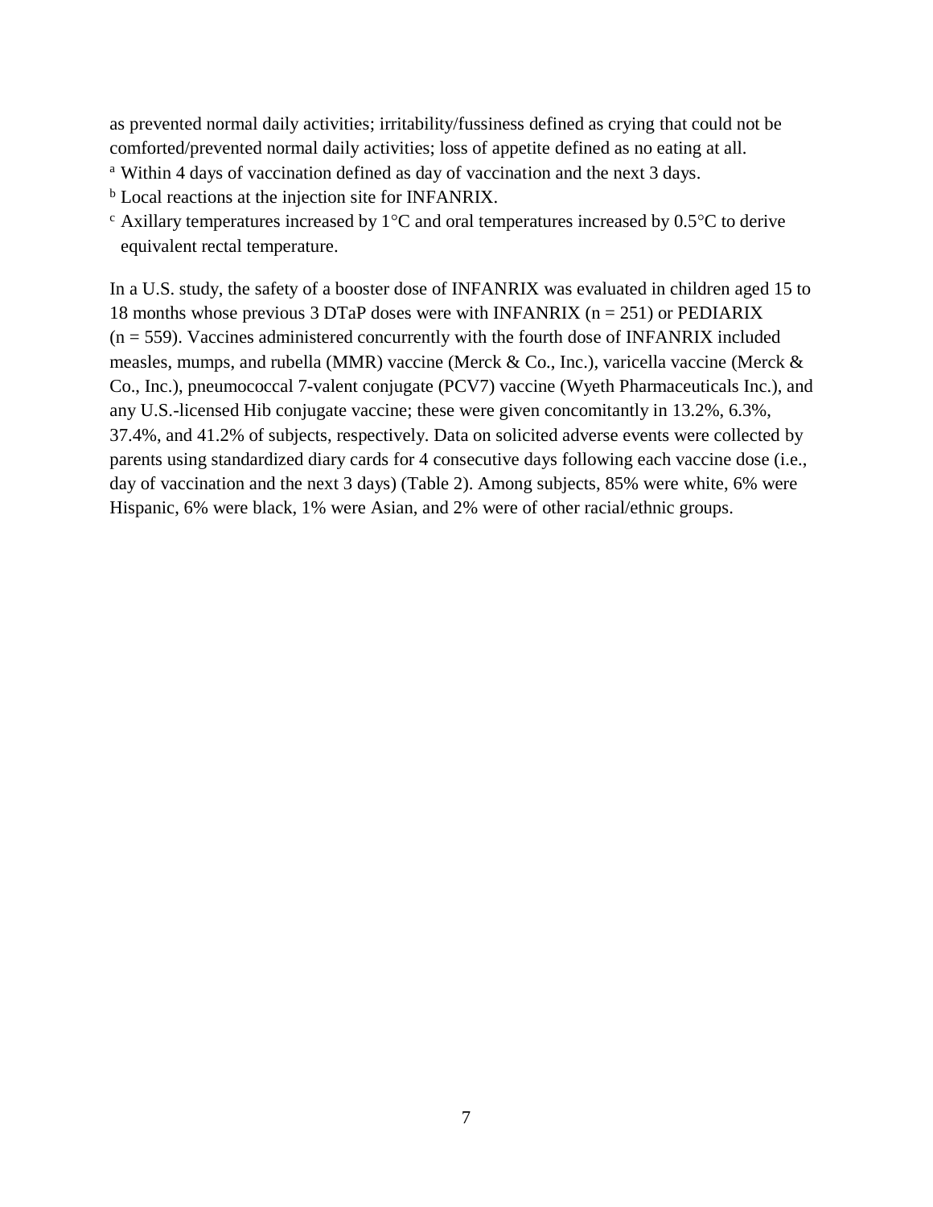as prevented normal daily activities; irritability/fussiness defined as crying that could not be comforted/prevented normal daily activities; loss of appetite defined as no eating at all.

[a] Within 4 days of vaccination defined as day of vaccination and the next 3 days.

[b] Local reactions at the injection site for INFANRIX.

[c] Axillary temperatures increased by 1°C and oral temperatures increased by 0.5°C to derive equivalent rectal temperature.

In a U.S. study, the safety of a booster dose of INFANRIX was evaluated in children aged 15 to 18 months whose previous 3 DTaP doses were with INFANRIX (n = 251) or PEDIARIX (n = 559). Vaccines administered concurrently with the fourth dose of INFANRIX included measles, mumps, and rubella (MMR) vaccine (Merck & Co., Inc.), varicella vaccine (Merck & Co., Inc.), pneumococcal 7-valent conjugate (PCV7) vaccine (Wyeth Pharmaceuticals Inc.), and any U.S.-licensed Hib conjugate vaccine; these were given concomitantly in 13.2%, 6.3%, 37.4%, and 41.2% of subjects, respectively. Data on solicited adverse events were collected by parents using standardized diary cards for 4 consecutive days following each vaccine dose (i.e., day of vaccination and the next 3 days) (Table 2). Among subjects, 85% were white, 6% were Hispanic, 6% were black, 1% were Asian, and 2% were of other racial/ethnic groups.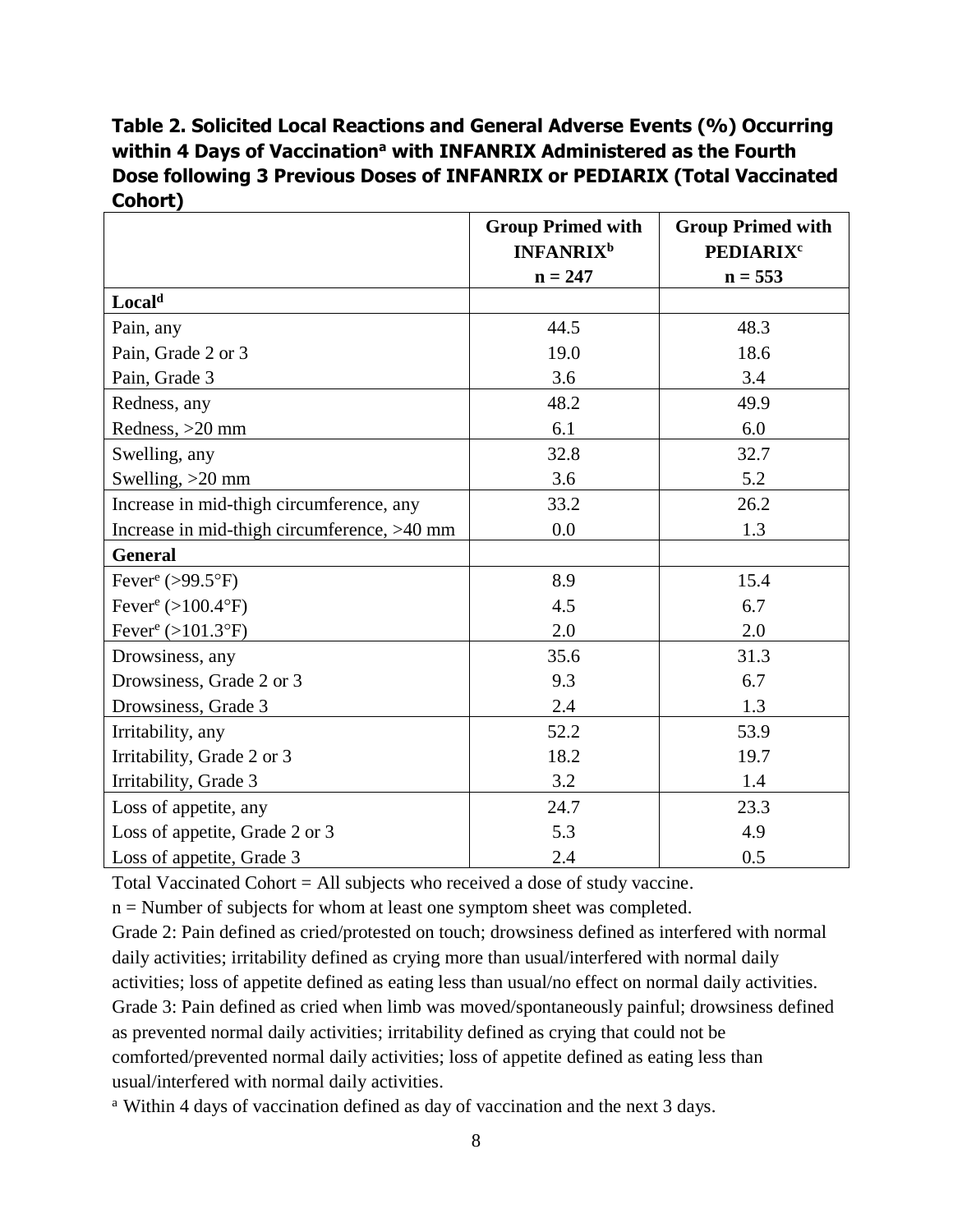**Table 2. Solicited Local Reactions and General Adverse Events (%) Occurring within 4 Days of Vaccination[a] with INFANRIX Administered as the Fourth Dose following 3 Previous Doses of INFANRIX or PEDIARIX (Total Vaccinated Cohort)**

| | Group Primed with INFANRIX[b] n = 247 | Group Primed with PEDIARIX[c] n = 553 |
|---|---|---|
| **Local[d]** | | |
| Pain, any | 44.5 | 48.3 |
| Pain, Grade 2 or 3 | 19.0 | 18.6 |
| Pain, Grade 3 | 3.6 | 3.4 |
| Redness, any | 48.2 | 49.9 |
| Redness, >20 mm | 6.1 | 6.0 |
| Swelling, any | 32.8 | 32.7 |
| Swelling, >20 mm | 3.6 | 5.2 |
| Increase in mid-thigh circumference, any | 33.2 | 26.2 |
| Increase in mid-thigh circumference, >40 mm | 0.0 | 1.3 |
| **General** | | |
| Fever[e] (>99.5°F) | 8.9 | 15.4 |
| Fever[e] (>100.4°F) | 4.5 | 6.7 |
| Fever[e] (>101.3°F) | 2.0 | 2.0 |
| Drowsiness, any | 35.6 | 31.3 |
| Drowsiness, Grade 2 or 3 | 9.3 | 6.7 |
| Drowsiness, Grade 3 | 2.4 | 1.3 |
| Irritability, any | 52.2 | 53.9 |
| Irritability, Grade 2 or 3 | 18.2 | 19.7 |
| Irritability, Grade 3 | 3.2 | 1.4 |
| Loss of appetite, any | 24.7 | 23.3 |
| Loss of appetite, Grade 2 or 3 | 5.3 | 4.9 |
| Loss of appetite, Grade 3 | 2.4 | 0.5 |

Total Vaccinated Cohort = All subjects who received a dose of study vaccine.

n = Number of subjects for whom at least one symptom sheet was completed.

Grade 2: Pain defined as cried/protested on touch; drowsiness defined as interfered with normal daily activities; irritability defined as crying more than usual/interfered with normal daily activities; loss of appetite defined as eating less than usual/no effect on normal daily activities.

Grade 3: Pain defined as cried when limb was moved/spontaneously painful; drowsiness defined as prevented normal daily activities; irritability defined as crying that could not be comforted/prevented normal daily activities; loss of appetite defined as eating less than usual/interfered with normal daily activities.

[a] Within 4 days of vaccination defined as day of vaccination and the next 3 days.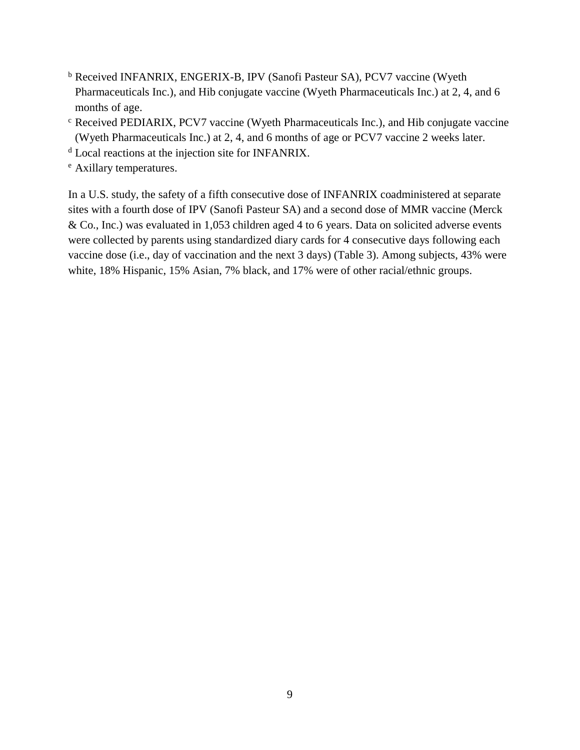[b] Received INFANRIX, ENGERIX-B, IPV (Sanofi Pasteur SA), PCV7 vaccine (Wyeth Pharmaceuticals Inc.), and Hib conjugate vaccine (Wyeth Pharmaceuticals Inc.) at 2, 4, and 6 months of age.

[c] Received PEDIARIX, PCV7 vaccine (Wyeth Pharmaceuticals Inc.), and Hib conjugate vaccine (Wyeth Pharmaceuticals Inc.) at 2, 4, and 6 months of age or PCV7 vaccine 2 weeks later.

[d] Local reactions at the injection site for INFANRIX.

[e] Axillary temperatures.

In a U.S. study, the safety of a fifth consecutive dose of INFANRIX coadministered at separate sites with a fourth dose of IPV (Sanofi Pasteur SA) and a second dose of MMR vaccine (Merck & Co., Inc.) was evaluated in 1,053 children aged 4 to 6 years. Data on solicited adverse events were collected by parents using standardized diary cards for 4 consecutive days following each vaccine dose (i.e., day of vaccination and the next 3 days) (Table 3). Among subjects, 43% were white, 18% Hispanic, 15% Asian, 7% black, and 17% were of other racial/ethnic groups.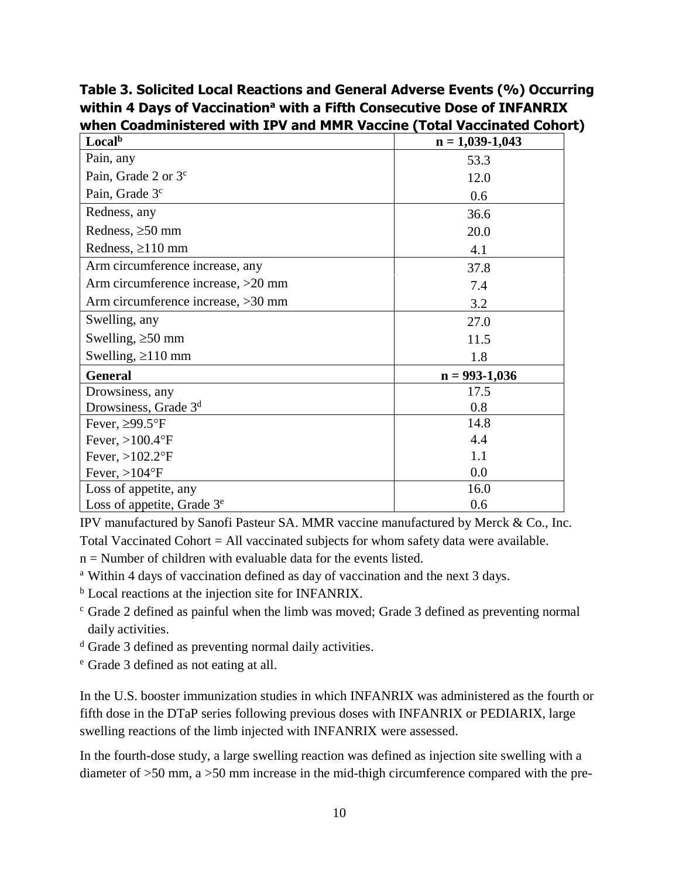**Table 3. Solicited Local Reactions and General Adverse Events (%) Occurring within 4 Days of Vaccination[a] with a Fifth Consecutive Dose of INFANRIX when Coadministered with IPV and MMR Vaccine (Total Vaccinated Cohort)**

| Local[b] | n = 1,039-1,043 |
|---|---|
| Pain, any | 53.3 |
| Pain, Grade 2 or 3[c] | 12.0 |
| Pain, Grade 3[c] | 0.6 |
| Redness, any | 36.6 |
| Redness, ≥50 mm | 20.0 |
| Redness, ≥110 mm | 4.1 |
| Arm circumference increase, any | 37.8 |
| Arm circumference increase, >20 mm | 7.4 |
| Arm circumference increase, >30 mm | 3.2 |
| Swelling, any | 27.0 |
| Swelling, ≥50 mm | 11.5 |
| Swelling, ≥110 mm | 1.8 |
| **General** | **n = 993-1,036** |
| Drowsiness, any | 17.5 |
| Drowsiness, Grade 3[d] | 0.8 |
| Fever, ≥99.5°F | 14.8 |
| Fever, >100.4°F | 4.4 |
| Fever, >102.2°F | 1.1 |
| Fever, >104°F | 0.0 |
| Loss of appetite, any | 16.0 |
| Loss of appetite, Grade 3[e] | 0.6 |

IPV manufactured by Sanofi Pasteur SA. MMR vaccine manufactured by Merck & Co., Inc.

Total Vaccinated Cohort = All vaccinated subjects for whom safety data were available.

n = Number of children with evaluable data for the events listed.

[a] Within 4 days of vaccination defined as day of vaccination and the next 3 days.

[b] Local reactions at the injection site for INFANRIX.

[c] Grade 2 defined as painful when the limb was moved; Grade 3 defined as preventing normal daily activities.

[d] Grade 3 defined as preventing normal daily activities.

[e] Grade 3 defined as not eating at all.

In the U.S. booster immunization studies in which INFANRIX was administered as the fourth or fifth dose in the DTaP series following previous doses with INFANRIX or PEDIARIX, large swelling reactions of the limb injected with INFANRIX were assessed.

In the fourth-dose study, a large swelling reaction was defined as injection site swelling with a diameter of >50 mm, a >50 mm increase in the mid-thigh circumference compared with the pre-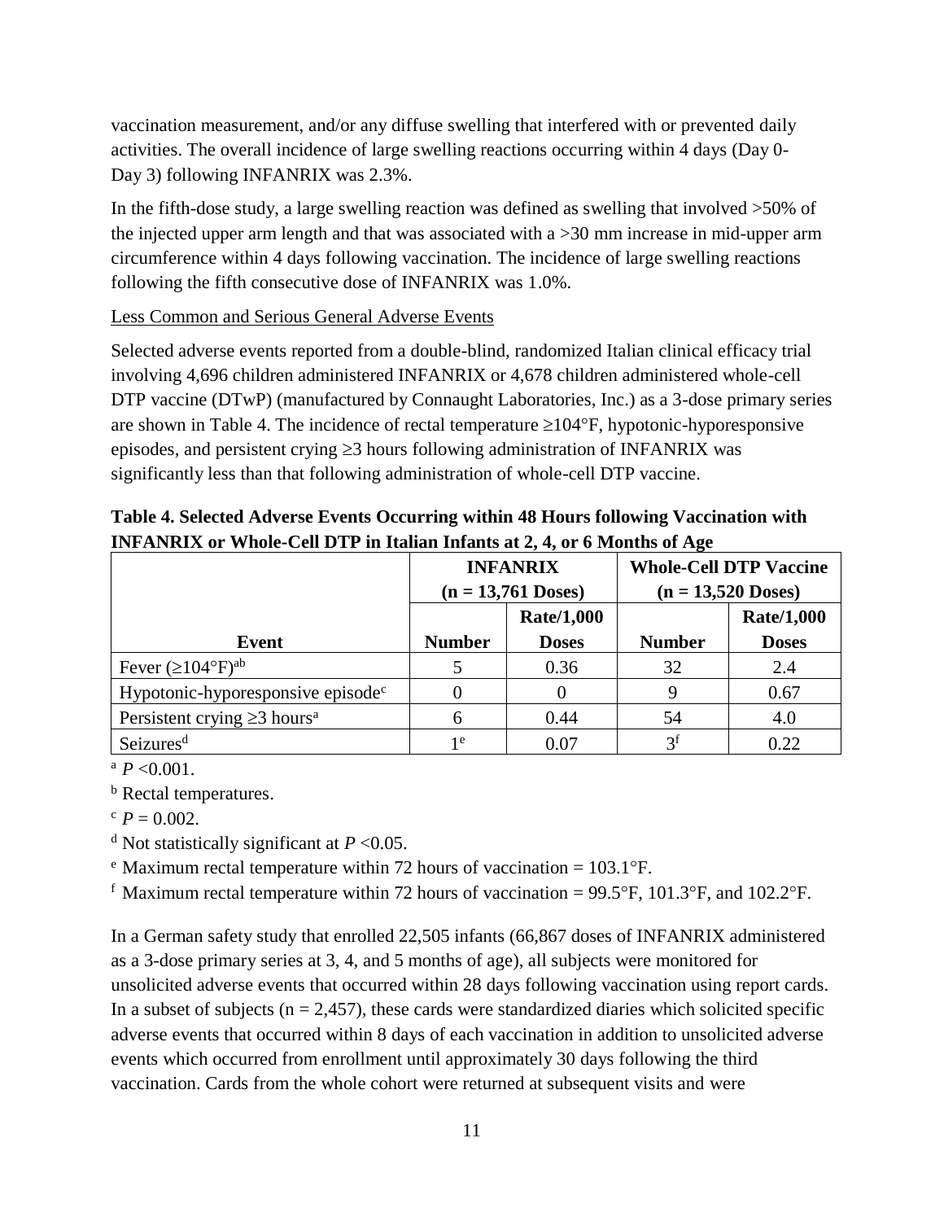vaccination measurement, and/or any diffuse swelling that interfered with or prevented daily activities. The overall incidence of large swelling reactions occurring within 4 days (Day 0-Day 3) following INFANRIX was 2.3%.

In the fifth-dose study, a large swelling reaction was defined as swelling that involved >50% of the injected upper arm length and that was associated with a >30 mm increase in mid-upper arm circumference within 4 days following vaccination. The incidence of large swelling reactions following the fifth consecutive dose of INFANRIX was 1.0%.

Less Common and Serious General Adverse Events

Selected adverse events reported from a double-blind, randomized Italian clinical efficacy trial involving 4,696 children administered INFANRIX or 4,678 children administered whole-cell DTP vaccine (DTwP) (manufactured by Connaught Laboratories, Inc.) as a 3-dose primary series are shown in Table 4. The incidence of rectal temperature ≥104°F, hypotonic-hyporesponsive episodes, and persistent crying ≥3 hours following administration of INFANRIX was significantly less than that following administration of whole-cell DTP vaccine.

**Table 4. Selected Adverse Events Occurring within 48 Hours following Vaccination with INFANRIX or Whole-Cell DTP in Italian Infants at 2, 4, or 6 Months of Age**

| | INFANRIX (n = 13,761 Doses) | | Whole-Cell DTP Vaccine (n = 13,520 Doses) | |
|---|---|---|---|---|
| **Event** | **Number** | **Rate/1,000 Doses** | **Number** | **Rate/1,000 Doses** |
| Fever (≥104°F)[a,b] | 5 | 0.36 | 32 | 2.4 |
| Hypotonic-hyporesponsive episode[c] | 0 | 0 | 9 | 0.67 |
| Persistent crying ≥3 hours[a] | 6 | 0.44 | 54 | 4.0 |
| Seizures[d] | 1[e] | 0.07 | 3[f] | 0.22 |

[a] $P < 0.001$.

[b] Rectal temperatures.

[c] $P = 0.002$.

[d] Not statistically significant at $P < 0.05$.

[e] Maximum rectal temperature within 72 hours of vaccination = 103.1°F.

[f] Maximum rectal temperature within 72 hours of vaccination = 99.5°F, 101.3°F, and 102.2°F.

In a German safety study that enrolled 22,505 infants (66,867 doses of INFANRIX administered as a 3-dose primary series at 3, 4, and 5 months of age), all subjects were monitored for unsolicited adverse events that occurred within 28 days following vaccination using report cards. In a subset of subjects (n = 2,457), these cards were standardized diaries which solicited specific adverse events that occurred within 8 days of each vaccination in addition to unsolicited adverse events which occurred from enrollment until approximately 30 days following the third vaccination. Cards from the whole cohort were returned at subsequent visits and were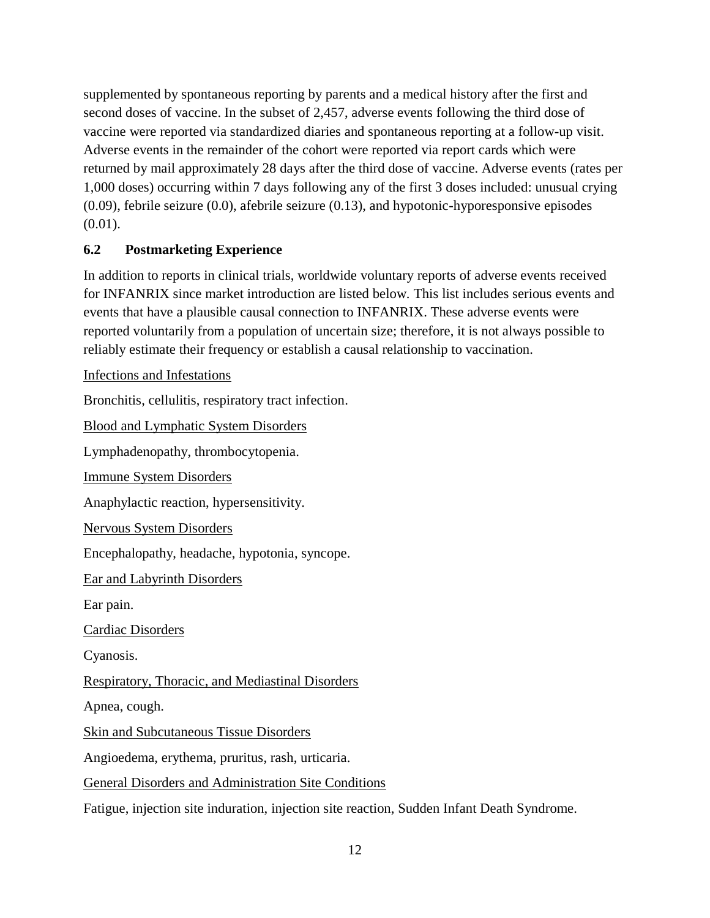supplemented by spontaneous reporting by parents and a medical history after the first and second doses of vaccine. In the subset of 2,457, adverse events following the third dose of vaccine were reported via standardized diaries and spontaneous reporting at a follow-up visit. Adverse events in the remainder of the cohort were reported via report cards which were returned by mail approximately 28 days after the third dose of vaccine. Adverse events (rates per 1,000 doses) occurring within 7 days following any of the first 3 doses included: unusual crying (0.09), febrile seizure (0.0), afebrile seizure (0.13), and hypotonic-hyporesponsive episodes (0.01).

### 6.2 Postmarketing Experience

In addition to reports in clinical trials, worldwide voluntary reports of adverse events received for INFANRIX since market introduction are listed below. This list includes serious events and events that have a plausible causal connection to INFANRIX. These adverse events were reported voluntarily from a population of uncertain size; therefore, it is not always possible to reliably estimate their frequency or establish a causal relationship to vaccination.

<u>Infections and Infestations</u>

Bronchitis, cellulitis, respiratory tract infection.

<u>Blood and Lymphatic System Disorders</u>

Lymphadenopathy, thrombocytopenia.

<u>Immune System Disorders</u>

Anaphylactic reaction, hypersensitivity.

<u>Nervous System Disorders</u>

Encephalopathy, headache, hypotonia, syncope.

<u>Ear and Labyrinth Disorders</u>

Ear pain.

<u>Cardiac Disorders</u>

Cyanosis.

<u>Respiratory, Thoracic, and Mediastinal Disorders</u>

Apnea, cough.

<u>Skin and Subcutaneous Tissue Disorders</u>

Angioedema, erythema, pruritus, rash, urticaria.

<u>General Disorders and Administration Site Conditions</u>

Fatigue, injection site induration, injection site reaction, Sudden Infant Death Syndrome.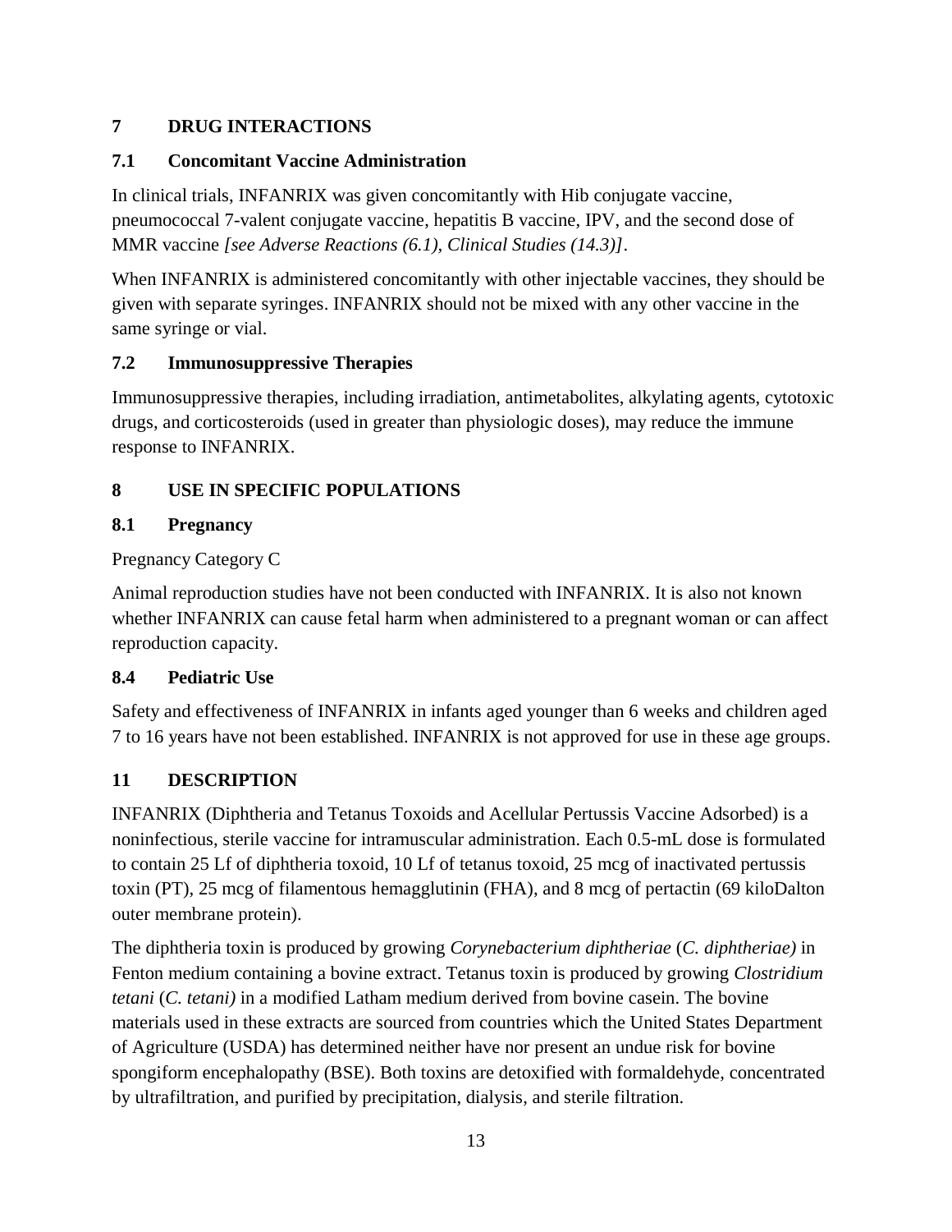## 7 DRUG INTERACTIONS

### 7.1 Concomitant Vaccine Administration

In clinical trials, INFANRIX was given concomitantly with Hib conjugate vaccine, pneumococcal 7-valent conjugate vaccine, hepatitis B vaccine, IPV, and the second dose of MMR vaccine *[see Adverse Reactions (6.1), Clinical Studies (14.3)]*.

When INFANRIX is administered concomitantly with other injectable vaccines, they should be given with separate syringes. INFANRIX should not be mixed with any other vaccine in the same syringe or vial.

### 7.2 Immunosuppressive Therapies

Immunosuppressive therapies, including irradiation, antimetabolites, alkylating agents, cytotoxic drugs, and corticosteroids (used in greater than physiologic doses), may reduce the immune response to INFANRIX.

## 8 USE IN SPECIFIC POPULATIONS

### 8.1 Pregnancy

Pregnancy Category C

Animal reproduction studies have not been conducted with INFANRIX. It is also not known whether INFANRIX can cause fetal harm when administered to a pregnant woman or can affect reproduction capacity.

### 8.4 Pediatric Use

Safety and effectiveness of INFANRIX in infants aged younger than 6 weeks and children aged 7 to 16 years have not been established. INFANRIX is not approved for use in these age groups.

## 11 DESCRIPTION

INFANRIX (Diphtheria and Tetanus Toxoids and Acellular Pertussis Vaccine Adsorbed) is a noninfectious, sterile vaccine for intramuscular administration. Each 0.5-mL dose is formulated to contain 25 Lf of diphtheria toxoid, 10 Lf of tetanus toxoid, 25 mcg of inactivated pertussis toxin (PT), 25 mcg of filamentous hemagglutinin (FHA), and 8 mcg of pertactin (69 kiloDalton outer membrane protein).

The diphtheria toxin is produced by growing *Corynebacterium diphtheriae* (*C. diphtheriae)* in Fenton medium containing a bovine extract. Tetanus toxin is produced by growing *Clostridium tetani* (*C. tetani)* in a modified Latham medium derived from bovine casein. The bovine materials used in these extracts are sourced from countries which the United States Department of Agriculture (USDA) has determined neither have nor present an undue risk for bovine spongiform encephalopathy (BSE). Both toxins are detoxified with formaldehyde, concentrated by ultrafiltration, and purified by precipitation, dialysis, and sterile filtration.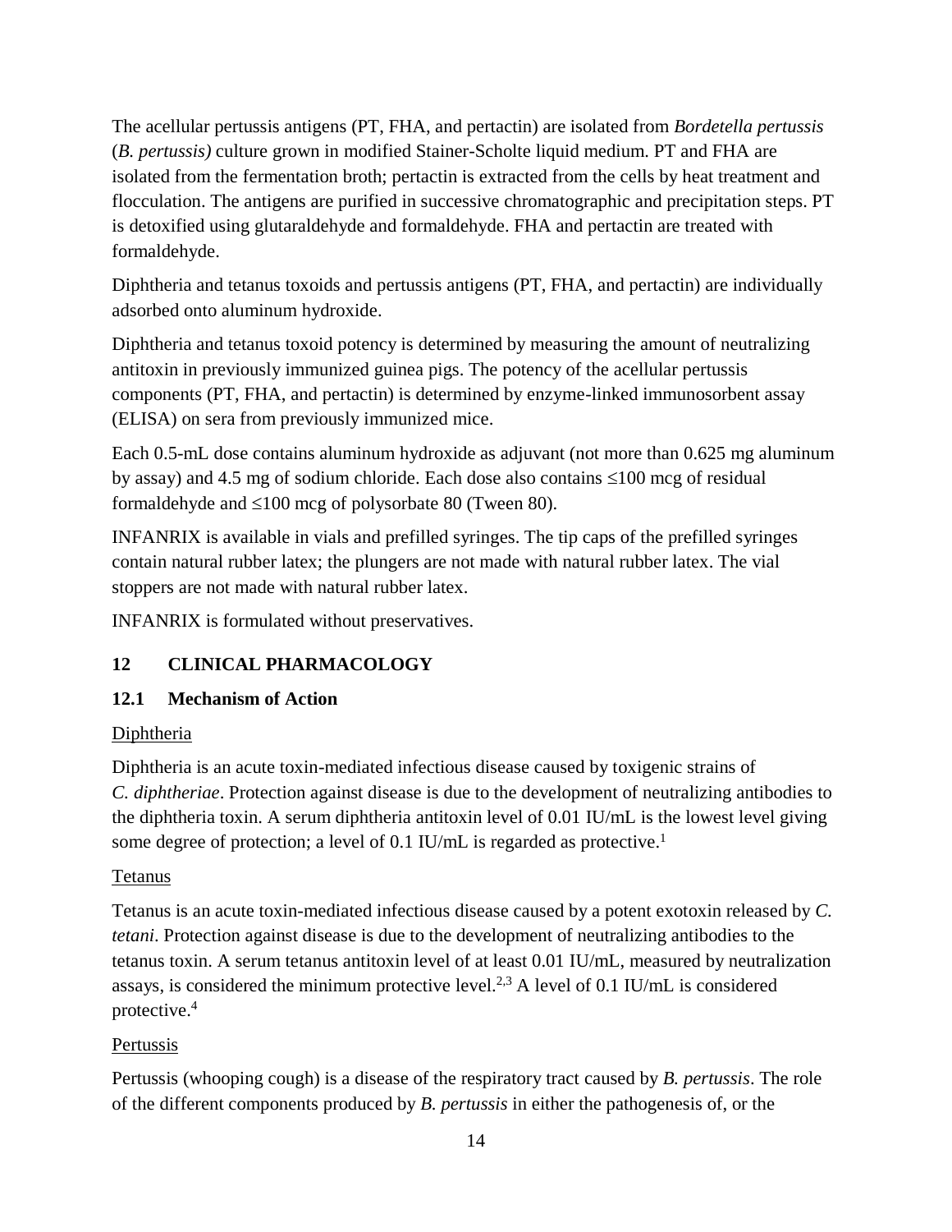The acellular pertussis antigens (PT, FHA, and pertactin) are isolated from *Bordetella pertussis* (*B. pertussis)* culture grown in modified Stainer-Scholte liquid medium. PT and FHA are isolated from the fermentation broth; pertactin is extracted from the cells by heat treatment and flocculation. The antigens are purified in successive chromatographic and precipitation steps. PT is detoxified using glutaraldehyde and formaldehyde. FHA and pertactin are treated with formaldehyde.

Diphtheria and tetanus toxoids and pertussis antigens (PT, FHA, and pertactin) are individually adsorbed onto aluminum hydroxide.

Diphtheria and tetanus toxoid potency is determined by measuring the amount of neutralizing antitoxin in previously immunized guinea pigs. The potency of the acellular pertussis components (PT, FHA, and pertactin) is determined by enzyme-linked immunosorbent assay (ELISA) on sera from previously immunized mice.

Each 0.5-mL dose contains aluminum hydroxide as adjuvant (not more than 0.625 mg aluminum by assay) and 4.5 mg of sodium chloride. Each dose also contains ≤100 mcg of residual formaldehyde and ≤100 mcg of polysorbate 80 (Tween 80).

INFANRIX is available in vials and prefilled syringes. The tip caps of the prefilled syringes contain natural rubber latex; the plungers are not made with natural rubber latex. The vial stoppers are not made with natural rubber latex.

INFANRIX is formulated without preservatives.

## 12 CLINICAL PHARMACOLOGY

### 12.1 Mechanism of Action

Diphtheria

Diphtheria is an acute toxin-mediated infectious disease caused by toxigenic strains of *C. diphtheriae*. Protection against disease is due to the development of neutralizing antibodies to the diphtheria toxin. A serum diphtheria antitoxin level of 0.01 IU/mL is the lowest level giving some degree of protection; a level of 0.1 IU/mL is regarded as protective.[1]

Tetanus

Tetanus is an acute toxin-mediated infectious disease caused by a potent exotoxin released by *C. tetani*. Protection against disease is due to the development of neutralizing antibodies to the tetanus toxin. A serum tetanus antitoxin level of at least 0.01 IU/mL, measured by neutralization assays, is considered the minimum protective level.[2,3] A level of 0.1 IU/mL is considered protective.[4]

Pertussis

Pertussis (whooping cough) is a disease of the respiratory tract caused by *B. pertussis*. The role of the different components produced by *B. pertussis* in either the pathogenesis of, or the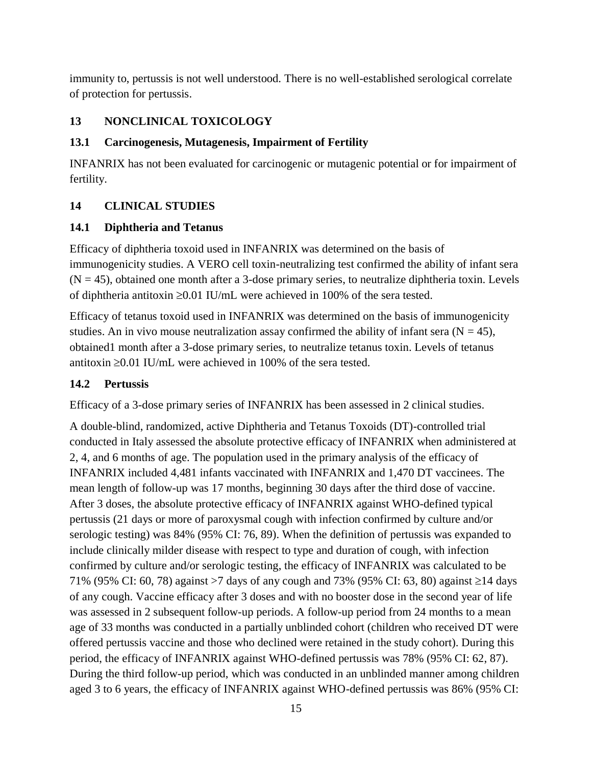immunity to, pertussis is not well understood. There is no well-established serological correlate of protection for pertussis.

## 13 NONCLINICAL TOXICOLOGY

### 13.1 Carcinogenesis, Mutagenesis, Impairment of Fertility

INFANRIX has not been evaluated for carcinogenic or mutagenic potential or for impairment of fertility.

## 14 CLINICAL STUDIES

### 14.1 Diphtheria and Tetanus

Efficacy of diphtheria toxoid used in INFANRIX was determined on the basis of immunogenicity studies. A VERO cell toxin-neutralizing test confirmed the ability of infant sera ($N = 45$), obtained one month after a 3-dose primary series, to neutralize diphtheria toxin. Levels of diphtheria antitoxin $\geq$0.01 IU/mL were achieved in 100% of the sera tested.

Efficacy of tetanus toxoid used in INFANRIX was determined on the basis of immunogenicity studies. An in vivo mouse neutralization assay confirmed the ability of infant sera ($N = 45$), obtained1 month after a 3-dose primary series, to neutralize tetanus toxin. Levels of tetanus antitoxin $\geq$0.01 IU/mL were achieved in 100% of the sera tested.

### 14.2 Pertussis

Efficacy of a 3-dose primary series of INFANRIX has been assessed in 2 clinical studies.

A double-blind, randomized, active Diphtheria and Tetanus Toxoids (DT)-controlled trial conducted in Italy assessed the absolute protective efficacy of INFANRIX when administered at 2, 4, and 6 months of age. The population used in the primary analysis of the efficacy of INFANRIX included 4,481 infants vaccinated with INFANRIX and 1,470 DT vaccinees. The mean length of follow-up was 17 months, beginning 30 days after the third dose of vaccine. After 3 doses, the absolute protective efficacy of INFANRIX against WHO-defined typical pertussis (21 days or more of paroxysmal cough with infection confirmed by culture and/or serologic testing) was 84% (95% CI: 76, 89). When the definition of pertussis was expanded to include clinically milder disease with respect to type and duration of cough, with infection confirmed by culture and/or serologic testing, the efficacy of INFANRIX was calculated to be 71% (95% CI: 60, 78) against >7 days of any cough and 73% (95% CI: 63, 80) against $\geq$14 days of any cough. Vaccine efficacy after 3 doses and with no booster dose in the second year of life was assessed in 2 subsequent follow-up periods. A follow-up period from 24 months to a mean age of 33 months was conducted in a partially unblinded cohort (children who received DT were offered pertussis vaccine and those who declined were retained in the study cohort). During this period, the efficacy of INFANRIX against WHO-defined pertussis was 78% (95% CI: 62, 87). During the third follow-up period, which was conducted in an unblinded manner among children aged 3 to 6 years, the efficacy of INFANRIX against WHO-defined pertussis was 86% (95% CI: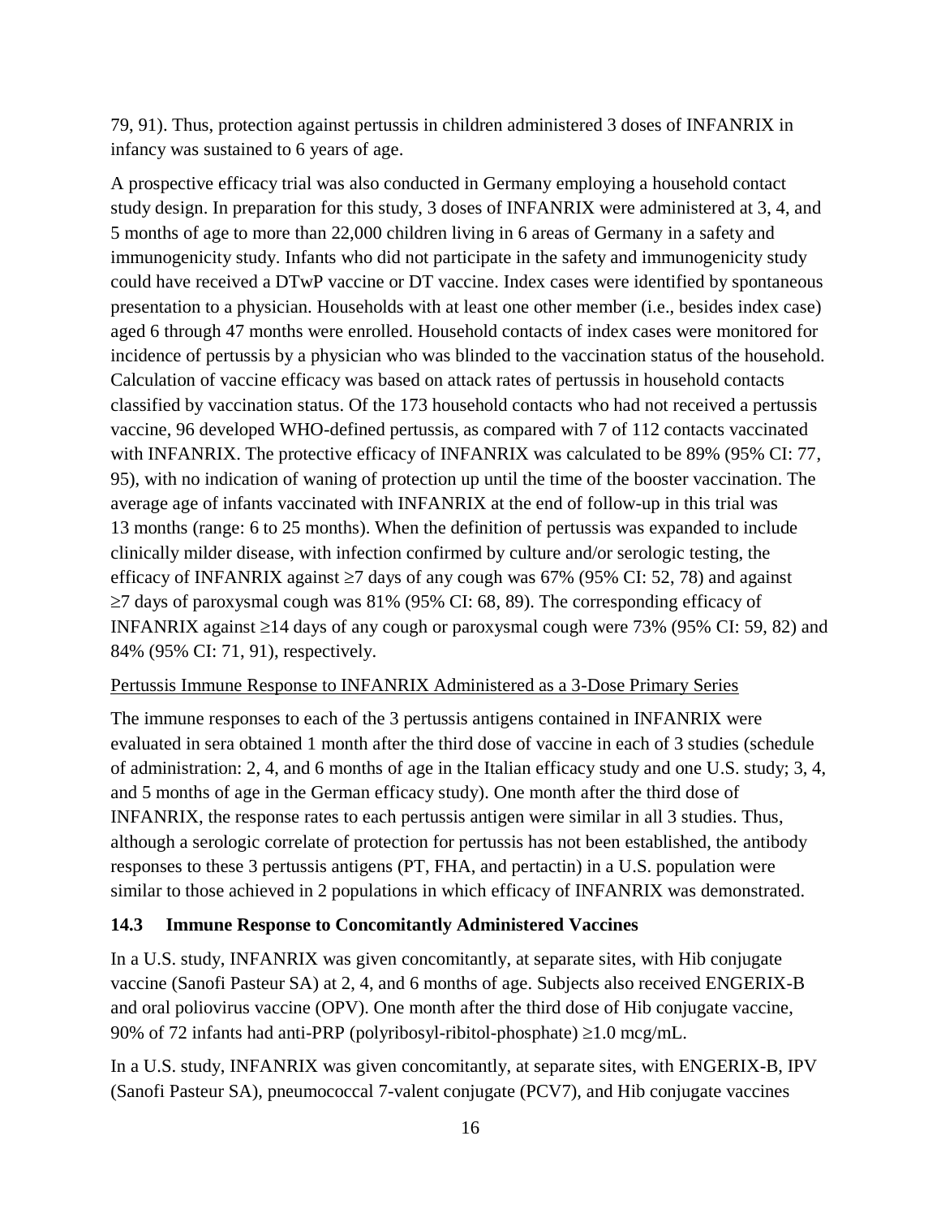79, 91). Thus, protection against pertussis in children administered 3 doses of INFANRIX in infancy was sustained to 6 years of age.

A prospective efficacy trial was also conducted in Germany employing a household contact study design. In preparation for this study, 3 doses of INFANRIX were administered at 3, 4, and 5 months of age to more than 22,000 children living in 6 areas of Germany in a safety and immunogenicity study. Infants who did not participate in the safety and immunogenicity study could have received a DTwP vaccine or DT vaccine. Index cases were identified by spontaneous presentation to a physician. Households with at least one other member (i.e., besides index case) aged 6 through 47 months were enrolled. Household contacts of index cases were monitored for incidence of pertussis by a physician who was blinded to the vaccination status of the household. Calculation of vaccine efficacy was based on attack rates of pertussis in household contacts classified by vaccination status. Of the 173 household contacts who had not received a pertussis vaccine, 96 developed WHO-defined pertussis, as compared with 7 of 112 contacts vaccinated with INFANRIX. The protective efficacy of INFANRIX was calculated to be 89% (95% CI: 77, 95), with no indication of waning of protection up until the time of the booster vaccination. The average age of infants vaccinated with INFANRIX at the end of follow-up in this trial was 13 months (range: 6 to 25 months). When the definition of pertussis was expanded to include clinically milder disease, with infection confirmed by culture and/or serologic testing, the efficacy of INFANRIX against ≥7 days of any cough was 67% (95% CI: 52, 78) and against ≥7 days of paroxysmal cough was 81% (95% CI: 68, 89). The corresponding efficacy of INFANRIX against ≥14 days of any cough or paroxysmal cough were 73% (95% CI: 59, 82) and 84% (95% CI: 71, 91), respectively.

Pertussis Immune Response to INFANRIX Administered as a 3-Dose Primary Series

The immune responses to each of the 3 pertussis antigens contained in INFANRIX were evaluated in sera obtained 1 month after the third dose of vaccine in each of 3 studies (schedule of administration: 2, 4, and 6 months of age in the Italian efficacy study and one U.S. study; 3, 4, and 5 months of age in the German efficacy study). One month after the third dose of INFANRIX, the response rates to each pertussis antigen were similar in all 3 studies. Thus, although a serologic correlate of protection for pertussis has not been established, the antibody responses to these 3 pertussis antigens (PT, FHA, and pertactin) in a U.S. population were similar to those achieved in 2 populations in which efficacy of INFANRIX was demonstrated.

### 14.3 Immune Response to Concomitantly Administered Vaccines

In a U.S. study, INFANRIX was given concomitantly, at separate sites, with Hib conjugate vaccine (Sanofi Pasteur SA) at 2, 4, and 6 months of age. Subjects also received ENGERIX-B and oral poliovirus vaccine (OPV). One month after the third dose of Hib conjugate vaccine, 90% of 72 infants had anti-PRP (polyribosyl-ribitol-phosphate) ≥1.0 mcg/mL.

In a U.S. study, INFANRIX was given concomitantly, at separate sites, with ENGERIX-B, IPV (Sanofi Pasteur SA), pneumococcal 7-valent conjugate (PCV7), and Hib conjugate vaccines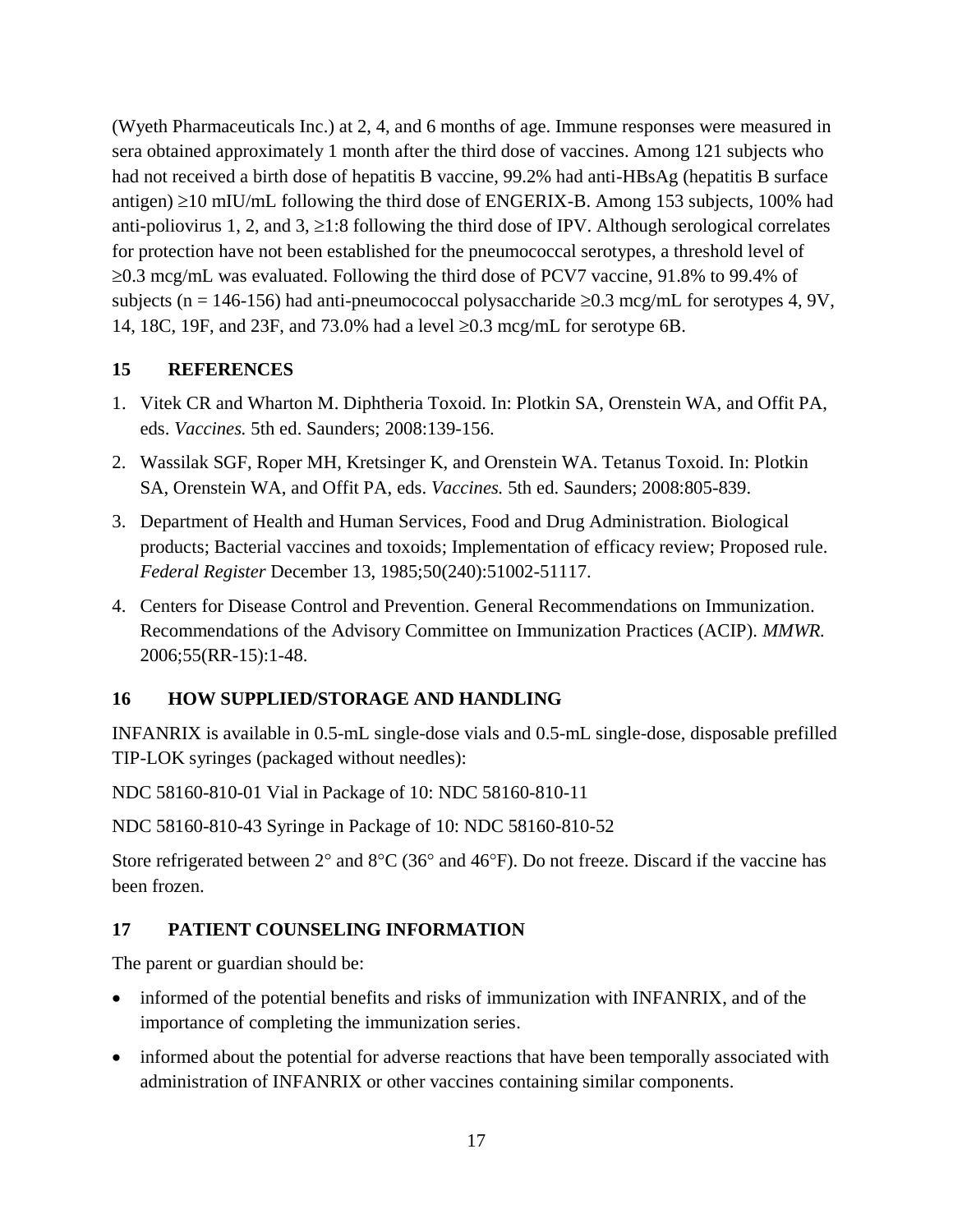(Wyeth Pharmaceuticals Inc.) at 2, 4, and 6 months of age. Immune responses were measured in sera obtained approximately 1 month after the third dose of vaccines. Among 121 subjects who had not received a birth dose of hepatitis B vaccine, 99.2% had anti-HBsAg (hepatitis B surface antigen) ≥10 mIU/mL following the third dose of ENGERIX-B. Among 153 subjects, 100% had anti-poliovirus 1, 2, and 3, ≥1:8 following the third dose of IPV. Although serological correlates for protection have not been established for the pneumococcal serotypes, a threshold level of ≥0.3 mcg/mL was evaluated. Following the third dose of PCV7 vaccine, 91.8% to 99.4% of subjects (n = 146-156) had anti-pneumococcal polysaccharide ≥0.3 mcg/mL for serotypes 4, 9V, 14, 18C, 19F, and 23F, and 73.0% had a level ≥0.3 mcg/mL for serotype 6B.

## 15 REFERENCES

1. Vitek CR and Wharton M. Diphtheria Toxoid. In: Plotkin SA, Orenstein WA, and Offit PA, eds. *Vaccines.* 5th ed. Saunders; 2008:139-156.
2. Wassilak SGF, Roper MH, Kretsinger K, and Orenstein WA. Tetanus Toxoid. In: Plotkin SA, Orenstein WA, and Offit PA, eds. *Vaccines.* 5th ed. Saunders; 2008:805-839.
3. Department of Health and Human Services, Food and Drug Administration. Biological products; Bacterial vaccines and toxoids; Implementation of efficacy review; Proposed rule. *Federal Register* December 13, 1985;50(240):51002-51117.
4. Centers for Disease Control and Prevention. General Recommendations on Immunization. Recommendations of the Advisory Committee on Immunization Practices (ACIP). *MMWR.* 2006;55(RR-15):1-48.

## 16 HOW SUPPLIED/STORAGE AND HANDLING

INFANRIX is available in 0.5-mL single-dose vials and 0.5-mL single-dose, disposable prefilled TIP-LOK syringes (packaged without needles):

NDC 58160-810-01 Vial in Package of 10: NDC 58160-810-11

NDC 58160-810-43 Syringe in Package of 10: NDC 58160-810-52

Store refrigerated between 2° and 8°C (36° and 46°F). Do not freeze. Discard if the vaccine has been frozen.

## 17 PATIENT COUNSELING INFORMATION

The parent or guardian should be:

- informed of the potential benefits and risks of immunization with INFANRIX, and of the importance of completing the immunization series.
- informed about the potential for adverse reactions that have been temporally associated with administration of INFANRIX or other vaccines containing similar components.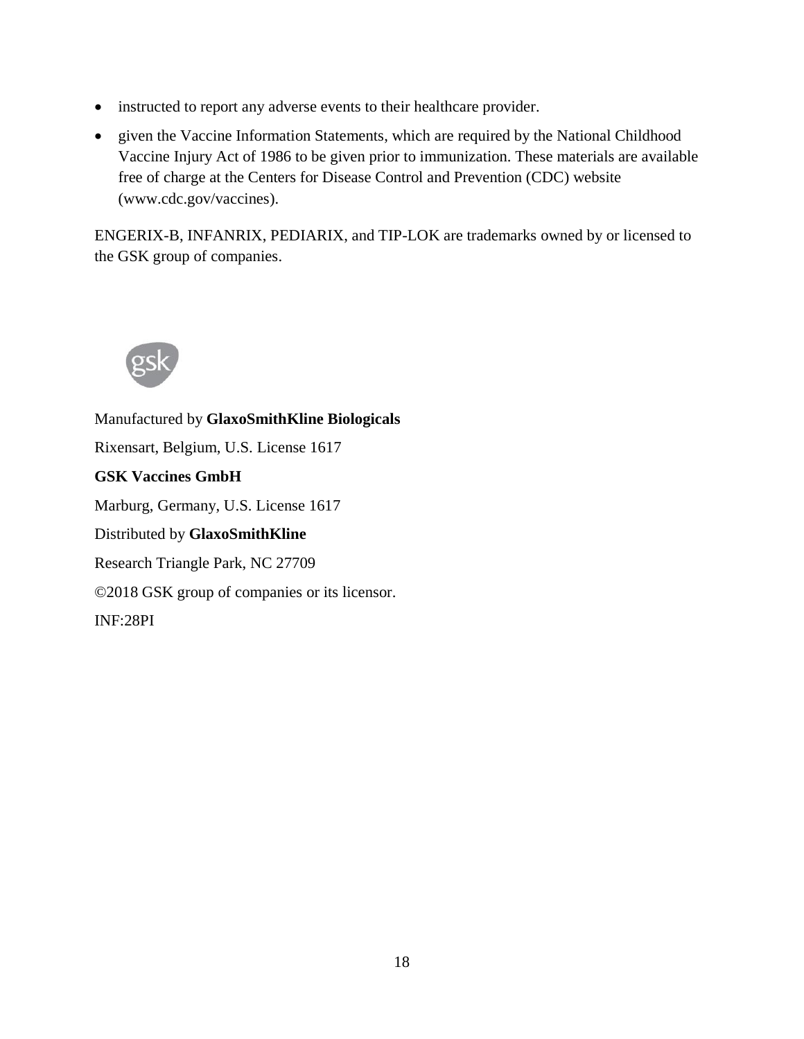- instructed to report any adverse events to their healthcare provider.
- given the Vaccine Information Statements, which are required by the National Childhood Vaccine Injury Act of 1986 to be given prior to immunization. These materials are available free of charge at the Centers for Disease Control and Prevention (CDC) website (www.cdc.gov/vaccines).

ENGERIX-B, INFANRIX, PEDIARIX, and TIP-LOK are trademarks owned by or licensed to the GSK group of companies.

Manufactured by **GlaxoSmithKline Biologicals**

Rixensart, Belgium, U.S. License 1617

**GSK Vaccines GmbH**

Marburg, Germany, U.S. License 1617

Distributed by **GlaxoSmithKline**

Research Triangle Park, NC 27709

©2018 GSK group of companies or its licensor.

INF:28PI